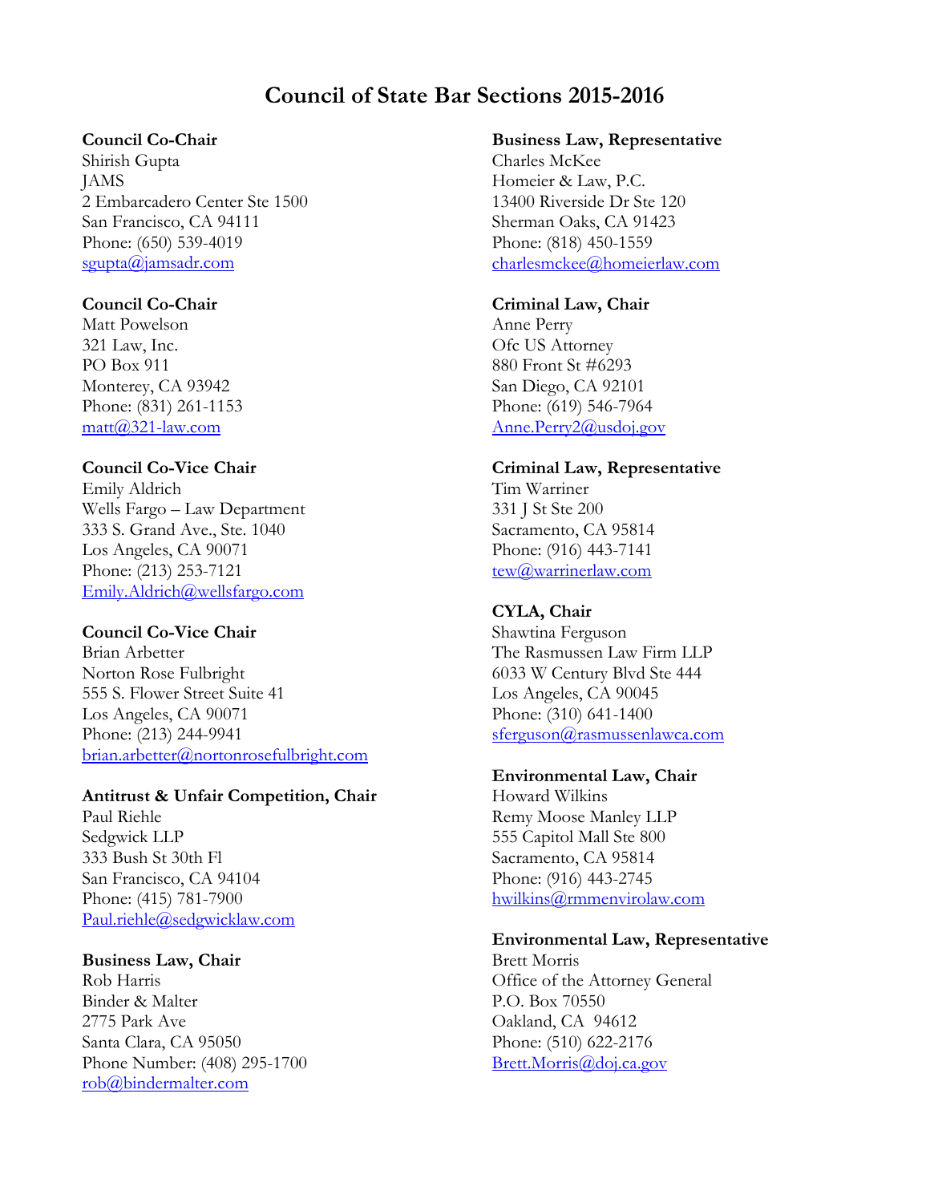# Council of State Bar Sections 2015-2016

**Council Co-Chair**
Shirish Gupta
JAMS
2 Embarcadero Center Ste 1500
San Francisco, CA 94111
Phone: (650) 539-4019
sgupta@jamsadr.com

**Council Co-Chair**
Matt Powelson
321 Law, Inc.
PO Box 911
Monterey, CA 93942
Phone: (831) 261-1153
matt@321-law.com

**Council Co-Vice Chair**
Emily Aldrich
Wells Fargo – Law Department
333 S. Grand Ave., Ste. 1040
Los Angeles, CA 90071
Phone: (213) 253-7121
Emily.Aldrich@wellsfargo.com

**Council Co-Vice Chair**
Brian Arbetter
Norton Rose Fulbright
555 S. Flower Street Suite 41
Los Angeles, CA 90071
Phone: (213) 244-9941
brian.arbetter@nortonrosefulbright.com

**Antitrust & Unfair Competition, Chair**
Paul Riehle
Sedgwick LLP
333 Bush St 30th Fl
San Francisco, CA 94104
Phone: (415) 781-7900
Paul.riehle@sedgwicklaw.com

**Business Law, Chair**
Rob Harris
Binder & Malter
2775 Park Ave
Santa Clara, CA 95050
Phone Number: (408) 295-1700
rob@bindermalter.com

**Business Law, Representative**
Charles McKee
Homeier & Law, P.C.
13400 Riverside Dr Ste 120
Sherman Oaks, CA 91423
Phone: (818) 450-1559
charlesmckee@homeierlaw.com

**Criminal Law, Chair**
Anne Perry
Ofc US Attorney
880 Front St #6293
San Diego, CA 92101
Phone: (619) 546-7964
Anne.Perry2@usdoj.gov

**Criminal Law, Representative**
Tim Warriner
331 J St Ste 200
Sacramento, CA 95814
Phone: (916) 443-7141
tew@warrinerlaw.com

**CYLA, Chair**
Shawtina Ferguson
The Rasmussen Law Firm LLP
6033 W Century Blvd Ste 444
Los Angeles, CA 90045
Phone: (310) 641-1400
sferguson@rasmussenlawca.com

**Environmental Law, Chair**
Howard Wilkins
Remy Moose Manley LLP
555 Capitol Mall Ste 800
Sacramento, CA 95814
Phone: (916) 443-2745
hwilkins@rmmenvirolaw.com

**Environmental Law, Representative**
Brett Morris
Office of the Attorney General
P.O. Box 70550
Oakland, CA 94612
Phone: (510) 622-2176
Brett.Morris@doj.ca.gov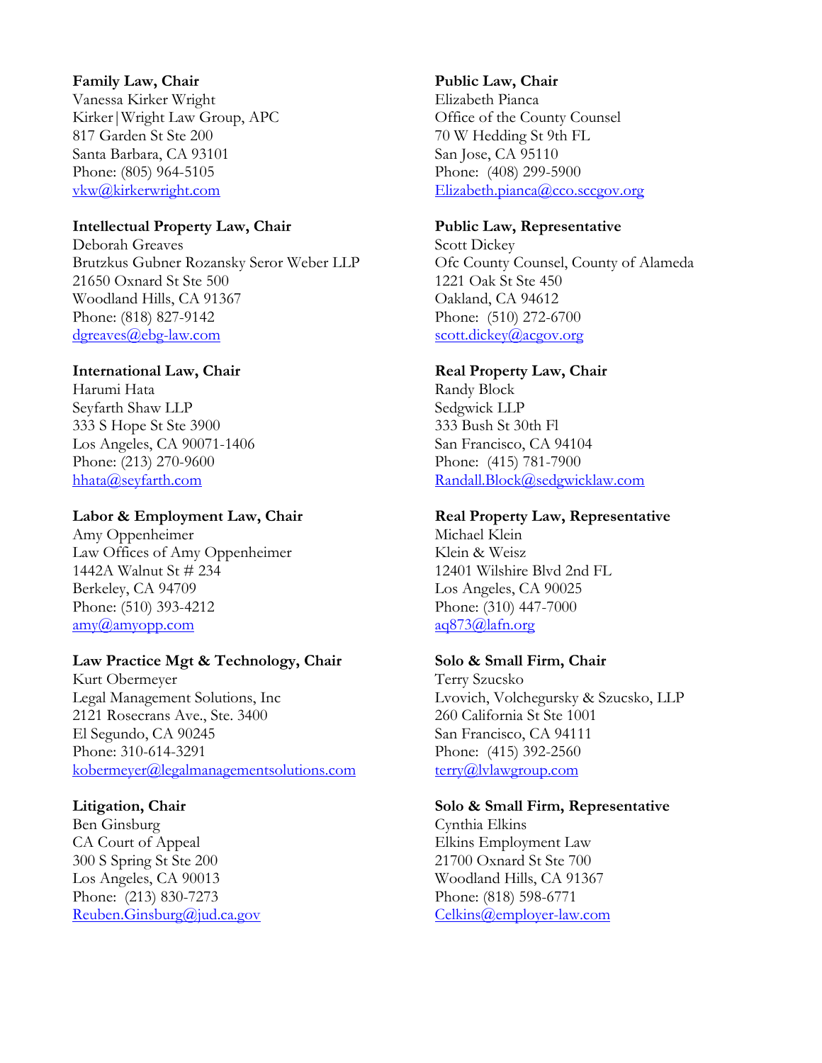**Family Law, Chair**
Vanessa Kirker Wright
Kirker|Wright Law Group, APC
817 Garden St Ste 200
Santa Barbara, CA 93101
Phone: (805) 964-5105
vkw@kirkerwright.com

**Intellectual Property Law, Chair**
Deborah Greaves
Brutzkus Gubner Rozansky Seror Weber LLP
21650 Oxnard St Ste 500
Woodland Hills, CA 91367
Phone: (818) 827-9142
dgreaves@ebg-law.com

**International Law, Chair**
Harumi Hata
Seyfarth Shaw LLP
333 S Hope St Ste 3900
Los Angeles, CA 90071-1406
Phone: (213) 270-9600
hhata@seyfarth.com

**Labor & Employment Law, Chair**
Amy Oppenheimer
Law Offices of Amy Oppenheimer
1442A Walnut St # 234
Berkeley, CA 94709
Phone: (510) 393-4212
amy@amyopp.com

**Law Practice Mgt & Technology, Chair**
Kurt Obermeyer
Legal Management Solutions, Inc
2121 Rosecrans Ave., Ste. 3400
El Segundo, CA 90245
Phone: 310-614-3291
kobermeyer@legalmanagementsolutions.com

**Litigation, Chair**
Ben Ginsburg
CA Court of Appeal
300 S Spring St Ste 200
Los Angeles, CA 90013
Phone: (213) 830-7273
Reuben.Ginsburg@jud.ca.gov

**Public Law, Chair**
Elizabeth Pianca
Office of the County Counsel
70 W Hedding St 9th FL
San Jose, CA 95110
Phone: (408) 299-5900
Elizabeth.pianca@cco.sccgov.org

**Public Law, Representative**
Scott Dickey
Ofc County Counsel, County of Alameda
1221 Oak St Ste 450
Oakland, CA 94612
Phone: (510) 272-6700
scott.dickey@acgov.org

**Real Property Law, Chair**
Randy Block
Sedgwick LLP
333 Bush St 30th Fl
San Francisco, CA 94104
Phone: (415) 781-7900
Randall.Block@sedgwicklaw.com

**Real Property Law, Representative**
Michael Klein
Klein & Weisz
12401 Wilshire Blvd 2nd FL
Los Angeles, CA 90025
Phone: (310) 447-7000
aq873@lafn.org

**Solo & Small Firm, Chair**
Terry Szucsko
Lvovich, Volchegursky & Szucsko, LLP
260 California St Ste 1001
San Francisco, CA 94111
Phone: (415) 392-2560
terry@lvlawgroup.com

**Solo & Small Firm, Representative**
Cynthia Elkins
Elkins Employment Law
21700 Oxnard St Ste 700
Woodland Hills, CA 91367
Phone: (818) 598-6771
Celkins@employer-law.com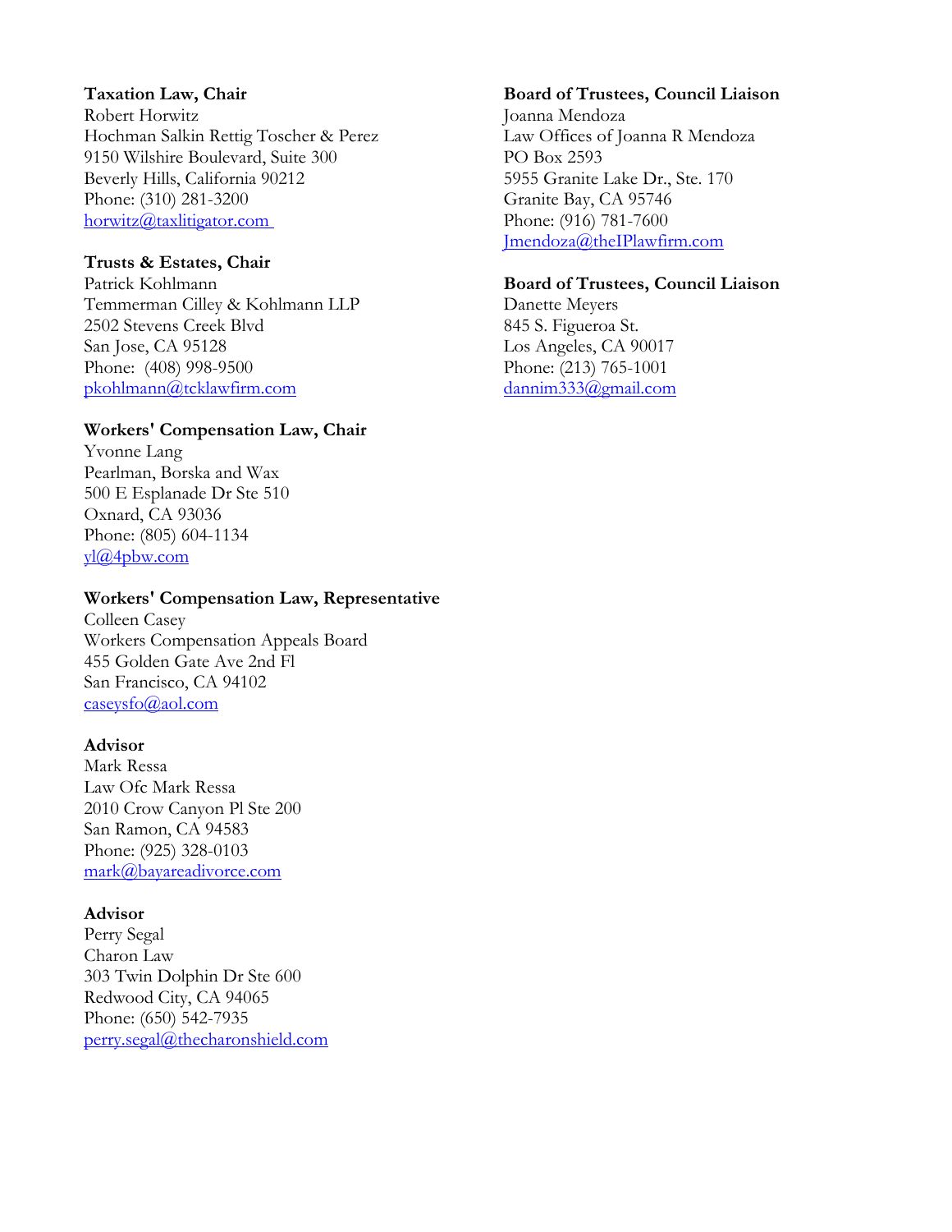**Taxation Law, Chair**
Robert Horwitz
Hochman Salkin Rettig Toscher & Perez
9150 Wilshire Boulevard, Suite 300
Beverly Hills, California 90212
Phone: (310) 281-3200
horwitz@taxlitigator.com

**Trusts & Estates, Chair**
Patrick Kohlmann
Temmerman Cilley & Kohlmann LLP
2502 Stevens Creek Blvd
San Jose, CA 95128
Phone: (408) 998-9500
pkohlmann@tcklawfirm.com

**Workers' Compensation Law, Chair**
Yvonne Lang
Pearlman, Borska and Wax
500 E Esplanade Dr Ste 510
Oxnard, CA 93036
Phone: (805) 604-1134
yl@4pbw.com

**Workers' Compensation Law, Representative**
Colleen Casey
Workers Compensation Appeals Board
455 Golden Gate Ave 2nd Fl
San Francisco, CA 94102
caseysfo@aol.com

**Advisor**
Mark Ressa
Law Ofc Mark Ressa
2010 Crow Canyon Pl Ste 200
San Ramon, CA 94583
Phone: (925) 328-0103
mark@bayareadivorce.com

**Advisor**
Perry Segal
Charon Law
303 Twin Dolphin Dr Ste 600
Redwood City, CA 94065
Phone: (650) 542-7935
perry.segal@thecharonshield.com

**Board of Trustees, Council Liaison**
Joanna Mendoza
Law Offices of Joanna R Mendoza
PO Box 2593
5955 Granite Lake Dr., Ste. 170
Granite Bay, CA 95746
Phone: (916) 781-7600
Jmendoza@theIPlawfirm.com

**Board of Trustees, Council Liaison**
Danette Meyers
845 S. Figueroa St.
Los Angeles, CA 90017
Phone: (213) 765-1001
dannim333@gmail.com